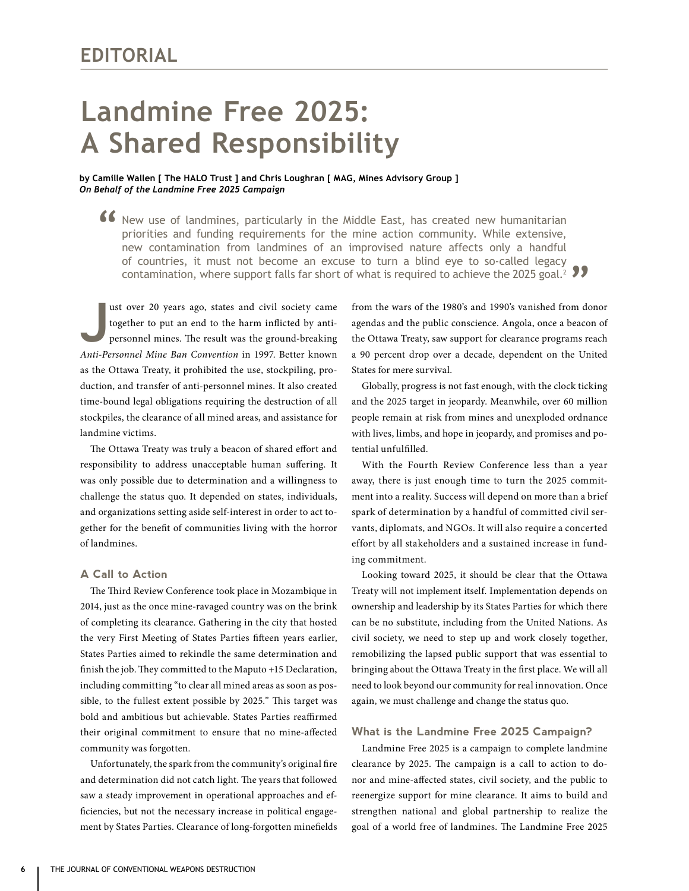EDITORIAL

# Landmine Free 2025: A Shared Responsibility

**by Camille Wallen [ The HALO Trust ] and Chris Loughran [ MAG, Mines Advisory Group ]**
***On Behalf of the Landmine Free 2025 Campaign***

> "New use of landmines, particularly in the Middle East, has created new humanitarian priorities and funding requirements for the mine action community. While extensive, new contamination from landmines of an improvised nature affects only a handful of countries, it must not become an excuse to turn a blind eye to so-called legacy contamination, where support falls far short of what is required to achieve the 2025 goal.[2]"

Just over 20 years ago, states and civil society came together to put an end to the harm inflicted by anti-personnel mines. The result was the ground-breaking *Anti-Personnel Mine Ban Convention* in 1997. Better known as the Ottawa Treaty, it prohibited the use, stockpiling, production, and transfer of anti-personnel mines. It also created time-bound legal obligations requiring the destruction of all stockpiles, the clearance of all mined areas, and assistance for landmine victims.

The Ottawa Treaty was truly a beacon of shared effort and responsibility to address unacceptable human suffering. It was only possible due to determination and a willingness to challenge the status quo. It depended on states, individuals, and organizations setting aside self-interest in order to act together for the benefit of communities living with the horror of landmines.

### A Call to Action

The Third Review Conference took place in Mozambique in 2014, just as the once mine-ravaged country was on the brink of completing its clearance. Gathering in the city that hosted the very First Meeting of States Parties fifteen years earlier, States Parties aimed to rekindle the same determination and finish the job. They committed to the Maputo +15 Declaration, including committing "to clear all mined areas as soon as possible, to the fullest extent possible by 2025." This target was bold and ambitious but achievable. States Parties reaffirmed their original commitment to ensure that no mine-affected community was forgotten.

Unfortunately, the spark from the community's original fire and determination did not catch light. The years that followed saw a steady improvement in operational approaches and efficiencies, but not the necessary increase in political engagement by States Parties. Clearance of long-forgotten minefields from the wars of the 1980's and 1990's vanished from donor agendas and the public conscience. Angola, once a beacon of the Ottawa Treaty, saw support for clearance programs reach a 90 percent drop over a decade, dependent on the United States for mere survival.

Globally, progress is not fast enough, with the clock ticking and the 2025 target in jeopardy. Meanwhile, over 60 million people remain at risk from mines and unexploded ordnance with lives, limbs, and hope in jeopardy, and promises and potential unfulfilled.

With the Fourth Review Conference less than a year away, there is just enough time to turn the 2025 commitment into a reality. Success will depend on more than a brief spark of determination by a handful of committed civil servants, diplomats, and NGOs. It will also require a concerted effort by all stakeholders and a sustained increase in funding commitment.

Looking toward 2025, it should be clear that the Ottawa Treaty will not implement itself. Implementation depends on ownership and leadership by its States Parties for which there can be no substitute, including from the United Nations. As civil society, we need to step up and work closely together, remobilizing the lapsed public support that was essential to bringing about the Ottawa Treaty in the first place. We will all need to look beyond our community for real innovation. Once again, we must challenge and change the status quo.

### What is the Landmine Free 2025 Campaign?

Landmine Free 2025 is a campaign to complete landmine clearance by 2025. The campaign is a call to action to donor and mine-affected states, civil society, and the public to reenergize support for mine clearance. It aims to build and strengthen national and global partnership to realize the goal of a world free of landmines. The Landmine Free 2025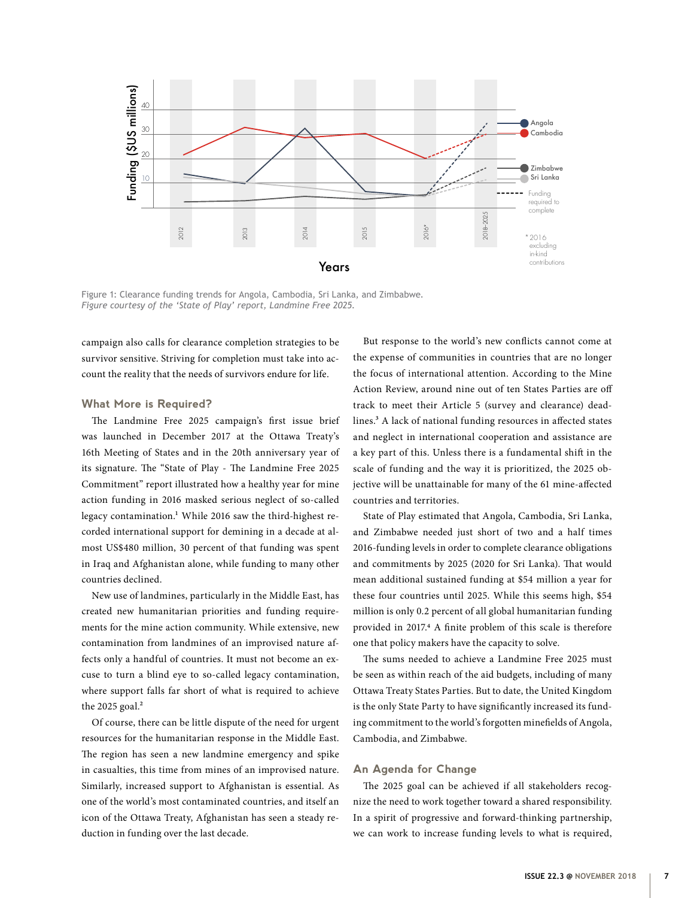Figure 1: Clearance funding trends for Angola, Cambodia, Sri Lanka, and Zimbabwe.
*Figure courtesy of the 'State of Play' report, Landmine Free 2025.*

campaign also calls for clearance completion strategies to be survivor sensitive. Striving for completion must take into account the reality that the needs of survivors endure for life.

### What More is Required?

The Landmine Free 2025 campaign's first issue brief was launched in December 2017 at the Ottawa Treaty's 16th Meeting of States and in the 20th anniversary year of its signature. The "State of Play - The Landmine Free 2025 Commitment" report illustrated how a healthy year for mine action funding in 2016 masked serious neglect of so-called legacy contamination.[1] While 2016 saw the third-highest recorded international support for demining in a decade at almost US$480 million, 30 percent of that funding was spent in Iraq and Afghanistan alone, while funding to many other countries declined.

New use of landmines, particularly in the Middle East, has created new humanitarian priorities and funding requirements for the mine action community. While extensive, new contamination from landmines of an improvised nature affects only a handful of countries. It must not become an excuse to turn a blind eye to so-called legacy contamination, where support falls far short of what is required to achieve the 2025 goal.[2]

Of course, there can be little dispute of the need for urgent resources for the humanitarian response in the Middle East. The region has seen a new landmine emergency and spike in casualties, this time from mines of an improvised nature. Similarly, increased support to Afghanistan is essential. As one of the world's most contaminated countries, and itself an icon of the Ottawa Treaty, Afghanistan has seen a steady reduction in funding over the last decade.

But response to the world's new conflicts cannot come at the expense of communities in countries that are no longer the focus of international attention. According to the Mine Action Review, around nine out of ten States Parties are off track to meet their Article 5 (survey and clearance) deadlines.[3] A lack of national funding resources in affected states and neglect in international cooperation and assistance are a key part of this. Unless there is a fundamental shift in the scale of funding and the way it is prioritized, the 2025 objective will be unattainable for many of the 61 mine-affected countries and territories.

State of Play estimated that Angola, Cambodia, Sri Lanka, and Zimbabwe needed just short of two and a half times 2016-funding levels in order to complete clearance obligations and commitments by 2025 (2020 for Sri Lanka). That would mean additional sustained funding at $54 million a year for these four countries until 2025. While this seems high, $54 million is only 0.2 percent of all global humanitarian funding provided in 2017.[4] A finite problem of this scale is therefore one that policy makers have the capacity to solve.

The sums needed to achieve a Landmine Free 2025 must be seen as within reach of the aid budgets, including of many Ottawa Treaty States Parties. But to date, the United Kingdom is the only State Party to have significantly increased its funding commitment to the world's forgotten minefields of Angola, Cambodia, and Zimbabwe.

### An Agenda for Change

The 2025 goal can be achieved if all stakeholders recognize the need to work together toward a shared responsibility. In a spirit of progressive and forward-thinking partnership, we can work to increase funding levels to what is required,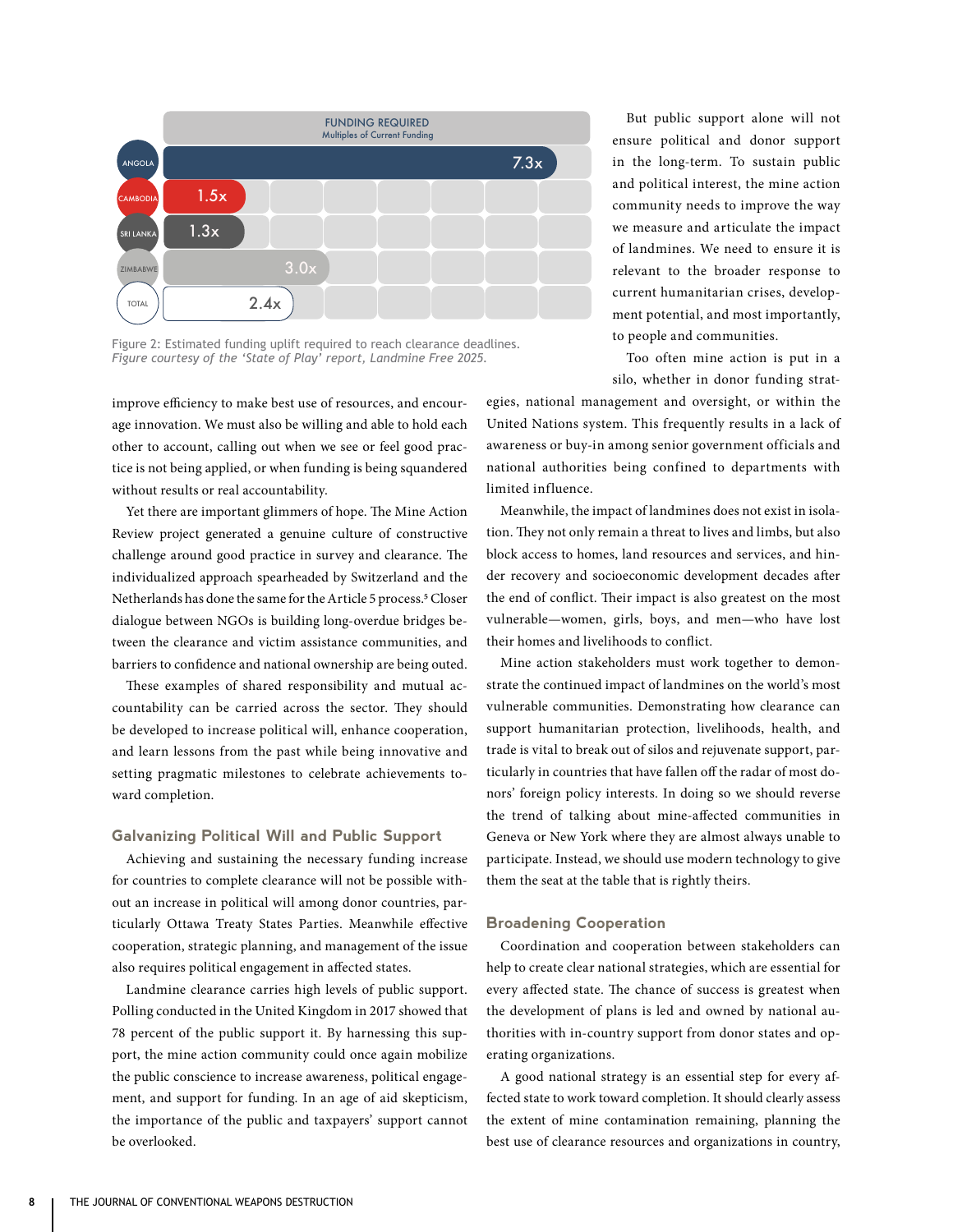| FUNDING REQUIRED Multiples of Current Funding | |
|---|---|
| ANGOLA | 7.3x |
| CAMBODIA | 1.5x |
| SRI LANKA | 1.3x |
| ZIMBABWE | 3.0x |
| TOTAL | 2.4x |

Figure 2: Estimated funding uplift required to reach clearance deadlines.
*Figure courtesy of the 'State of Play' report, Landmine Free 2025.*

improve efficiency to make best use of resources, and encourage innovation. We must also be willing and able to hold each other to account, calling out when we see or feel good practice is not being applied, or when funding is being squandered without results or real accountability.

Yet there are important glimmers of hope. The Mine Action Review project generated a genuine culture of constructive challenge around good practice in survey and clearance. The individualized approach spearheaded by Switzerland and the Netherlands has done the same for the Article 5 process.[5] Closer dialogue between NGOs is building long-overdue bridges between the clearance and victim assistance communities, and barriers to confidence and national ownership are being outed.

These examples of shared responsibility and mutual accountability can be carried across the sector. They should be developed to increase political will, enhance cooperation, and learn lessons from the past while being innovative and setting pragmatic milestones to celebrate achievements toward completion.

### Galvanizing Political Will and Public Support

Achieving and sustaining the necessary funding increase for countries to complete clearance will not be possible without an increase in political will among donor countries, particularly Ottawa Treaty States Parties. Meanwhile effective cooperation, strategic planning, and management of the issue also requires political engagement in affected states.

Landmine clearance carries high levels of public support. Polling conducted in the United Kingdom in 2017 showed that 78 percent of the public support it. By harnessing this support, the mine action community could once again mobilize the public conscience to increase awareness, political engagement, and support for funding. In an age of aid skepticism, the importance of the public and taxpayers' support cannot be overlooked.

But public support alone will not ensure political and donor support in the long-term. To sustain public and political interest, the mine action community needs to improve the way we measure and articulate the impact of landmines. We need to ensure it is relevant to the broader response to current humanitarian crises, development potential, and most importantly, to people and communities.

Too often mine action is put in a silo, whether in donor funding strategies, national management and oversight, or within the United Nations system. This frequently results in a lack of awareness or buy-in among senior government officials and national authorities being confined to departments with limited influence.

Meanwhile, the impact of landmines does not exist in isolation. They not only remain a threat to lives and limbs, but also block access to homes, land resources and services, and hinder recovery and socioeconomic development decades after the end of conflict. Their impact is also greatest on the most vulnerable—women, girls, boys, and men—who have lost their homes and livelihoods to conflict.

Mine action stakeholders must work together to demonstrate the continued impact of landmines on the world's most vulnerable communities. Demonstrating how clearance can support humanitarian protection, livelihoods, health, and trade is vital to break out of silos and rejuvenate support, particularly in countries that have fallen off the radar of most donors' foreign policy interests. In doing so we should reverse the trend of talking about mine-affected communities in Geneva or New York where they are almost always unable to participate. Instead, we should use modern technology to give them the seat at the table that is rightly theirs.

### Broadening Cooperation

Coordination and cooperation between stakeholders can help to create clear national strategies, which are essential for every affected state. The chance of success is greatest when the development of plans is led and owned by national authorities with in-country support from donor states and operating organizations.

A good national strategy is an essential step for every affected state to work toward completion. It should clearly assess the extent of mine contamination remaining, planning the best use of clearance resources and organizations in country,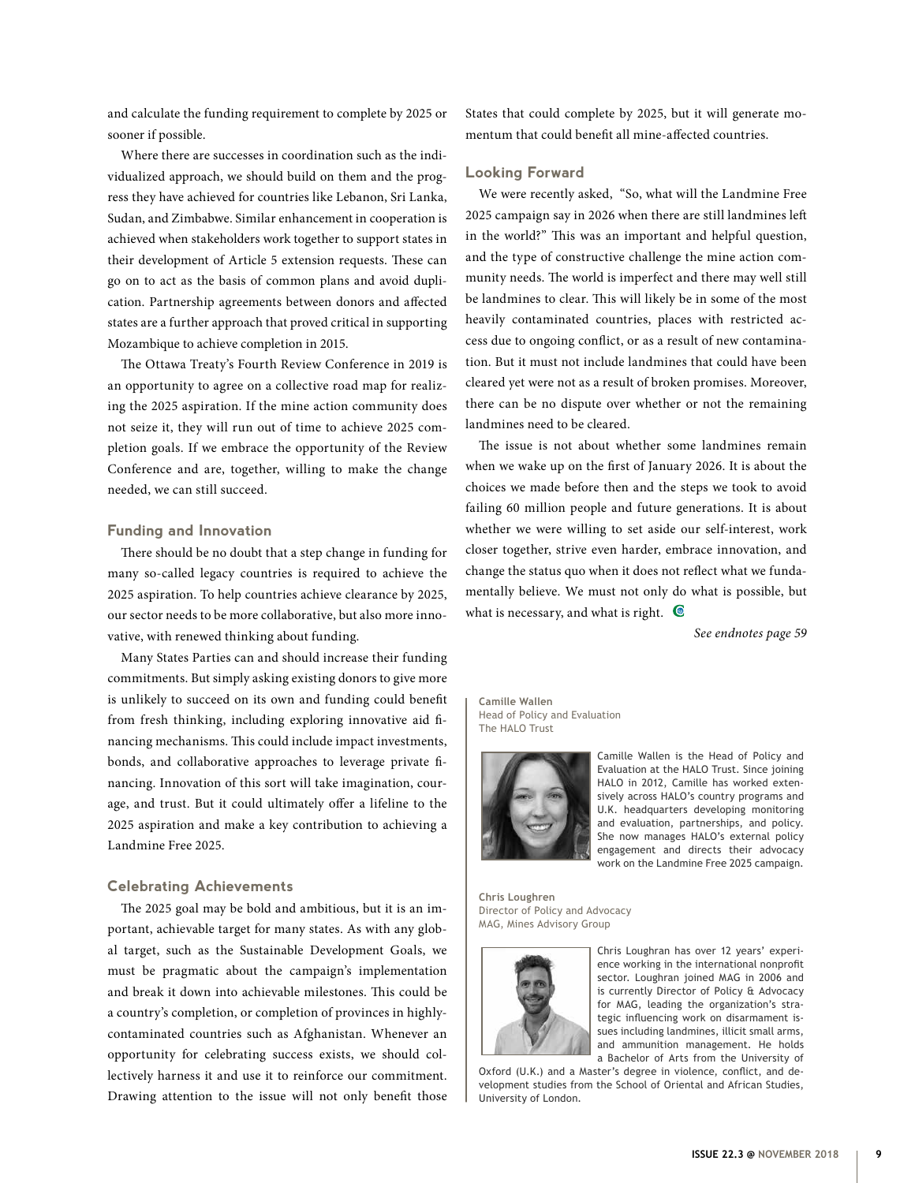and calculate the funding requirement to complete by 2025 or sooner if possible.

Where there are successes in coordination such as the individualized approach, we should build on them and the progress they have achieved for countries like Lebanon, Sri Lanka, Sudan, and Zimbabwe. Similar enhancement in cooperation is achieved when stakeholders work together to support states in their development of Article 5 extension requests. These can go on to act as the basis of common plans and avoid duplication. Partnership agreements between donors and affected states are a further approach that proved critical in supporting Mozambique to achieve completion in 2015.

The Ottawa Treaty's Fourth Review Conference in 2019 is an opportunity to agree on a collective road map for realizing the 2025 aspiration. If the mine action community does not seize it, they will run out of time to achieve 2025 completion goals. If we embrace the opportunity of the Review Conference and are, together, willing to make the change needed, we can still succeed.

### Funding and Innovation

There should be no doubt that a step change in funding for many so-called legacy countries is required to achieve the 2025 aspiration. To help countries achieve clearance by 2025, our sector needs to be more collaborative, but also more innovative, with renewed thinking about funding.

Many States Parties can and should increase their funding commitments. But simply asking existing donors to give more is unlikely to succeed on its own and funding could benefit from fresh thinking, including exploring innovative aid financing mechanisms. This could include impact investments, bonds, and collaborative approaches to leverage private financing. Innovation of this sort will take imagination, courage, and trust. But it could ultimately offer a lifeline to the 2025 aspiration and make a key contribution to achieving a Landmine Free 2025.

### Celebrating Achievements

The 2025 goal may be bold and ambitious, but it is an important, achievable target for many states. As with any global target, such as the Sustainable Development Goals, we must be pragmatic about the campaign's implementation and break it down into achievable milestones. This could be a country's completion, or completion of provinces in highly-contaminated countries such as Afghanistan. Whenever an opportunity for celebrating success exists, we should collectively harness it and use it to reinforce our commitment. Drawing attention to the issue will not only benefit those States that could complete by 2025, but it will generate momentum that could benefit all mine-affected countries.

### Looking Forward

We were recently asked, "So, what will the Landmine Free 2025 campaign say in 2026 when there are still landmines left in the world?" This was an important and helpful question, and the type of constructive challenge the mine action community needs. The world is imperfect and there may well still be landmines to clear. This will likely be in some of the most heavily contaminated countries, places with restricted access due to ongoing conflict, or as a result of new contamination. But it must not include landmines that could have been cleared yet were not as a result of broken promises. Moreover, there can be no dispute over whether or not the remaining landmines need to be cleared.

The issue is not about whether some landmines remain when we wake up on the first of January 2026. It is about the choices we made before then and the steps we took to avoid failing 60 million people and future generations. It is about whether we were willing to set aside our self-interest, work closer together, strive even harder, embrace innovation, and change the status quo when it does not reflect what we fundamentally believe. We must not only do what is possible, but what is necessary, and what is right.

*See endnotes page 59*

**Camille Wallen**
Head of Policy and Evaluation
The HALO Trust

Camille Wallen is the Head of Policy and Evaluation at the HALO Trust. Since joining HALO in 2012, Camille has worked extensively across HALO's country programs and U.K. headquarters developing monitoring and evaluation, partnerships, and policy. She now manages HALO's external policy engagement and directs their advocacy work on the Landmine Free 2025 campaign.

**Chris Loughren**
Director of Policy and Advocacy
MAG, Mines Advisory Group

Chris Loughran has over 12 years' experience working in the international nonprofit sector. Loughran joined MAG in 2006 and is currently Director of Policy & Advocacy for MAG, leading the organization's strategic influencing work on disarmament issues including landmines, illicit small arms, and ammunition management. He holds a Bachelor of Arts from the University of Oxford (U.K.) and a Master's degree in violence, conflict, and development studies from the School of Oriental and African Studies, University of London.